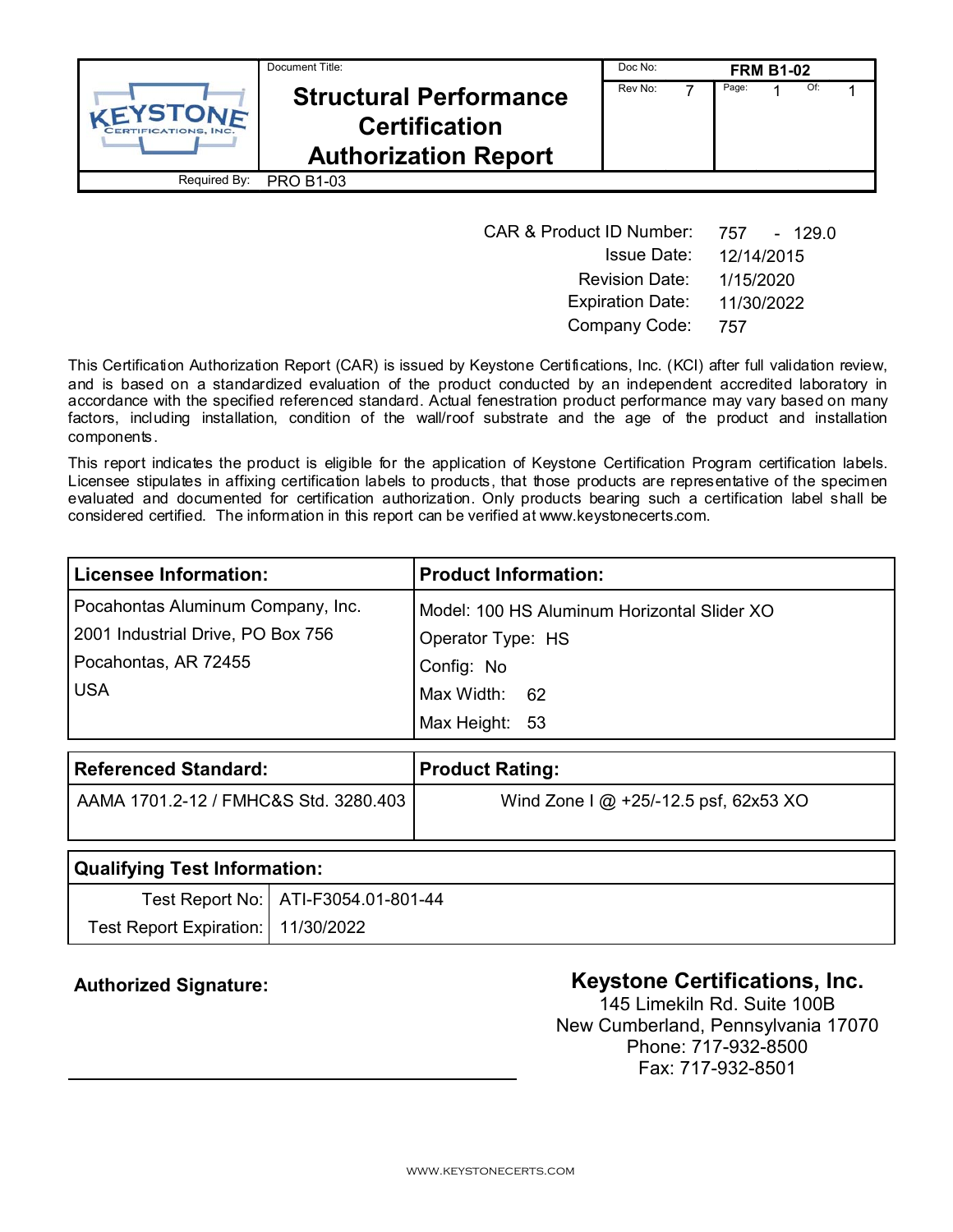| KEYSTONE CERTIFICATIONS, INC. | Document Title: **Structural Performance Certification Authorization Report** | Doc No: **FRM B1-02** | | |
|---|---|---|---|---|
| | | Rev No: 7 | Page: 1 | Of: 1 |
| Required By: | PRO B1-03 | | | |

| | |
|---|---|
| CAR & Product ID Number: | 757 - 129.0 |
| Issue Date: | 12/14/2015 |
| Revision Date: | 1/15/2020 |
| Expiration Date: | 11/30/2022 |
| Company Code: | 757 |

This Certification Authorization Report (CAR) is issued by Keystone Certifications, Inc. (KCI) after full validation review, and is based on a standardized evaluation of the product conducted by an independent accredited laboratory in accordance with the specified referenced standard. Actual fenestration product performance may vary based on many factors, including installation, condition of the wall/roof substrate and the age of the product and installation components.

This report indicates the product is eligible for the application of Keystone Certification Program certification labels. Licensee stipulates in affixing certification labels to products, that those products are representative of the specimen evaluated and documented for certification authorization. Only products bearing such a certification label shall be considered certified. The information in this report can be verified at www.keystonecerts.com.

| **Licensee Information:** | **Product Information:** |
|---|---|
| Pocahontas Aluminum Company, Inc.<br>2001 Industrial Drive, PO Box 756<br>Pocahontas, AR 72455<br>USA | Model: 100 HS Aluminum Horizontal Slider XO<br>Operator Type: HS<br>Config: No<br>Max Width: 62<br>Max Height: 53 |

| **Referenced Standard:** | **Product Rating:** |
|---|---|
| AAMA 1701.2-12 / FMHC&S Std. 3280.403 | Wind Zone I @ +25/-12.5 psf, 62x53 XO |

| **Qualifying Test Information:** | |
|---|---|
| Test Report No: | ATI-F3054.01-801-44 |
| Test Report Expiration: | 11/30/2022 |

**Authorized Signature:**

______________________________

**Keystone Certifications, Inc.**
145 Limekiln Rd. Suite 100B
New Cumberland, Pennsylvania 17070
Phone: 717-932-8500
Fax: 717-932-8501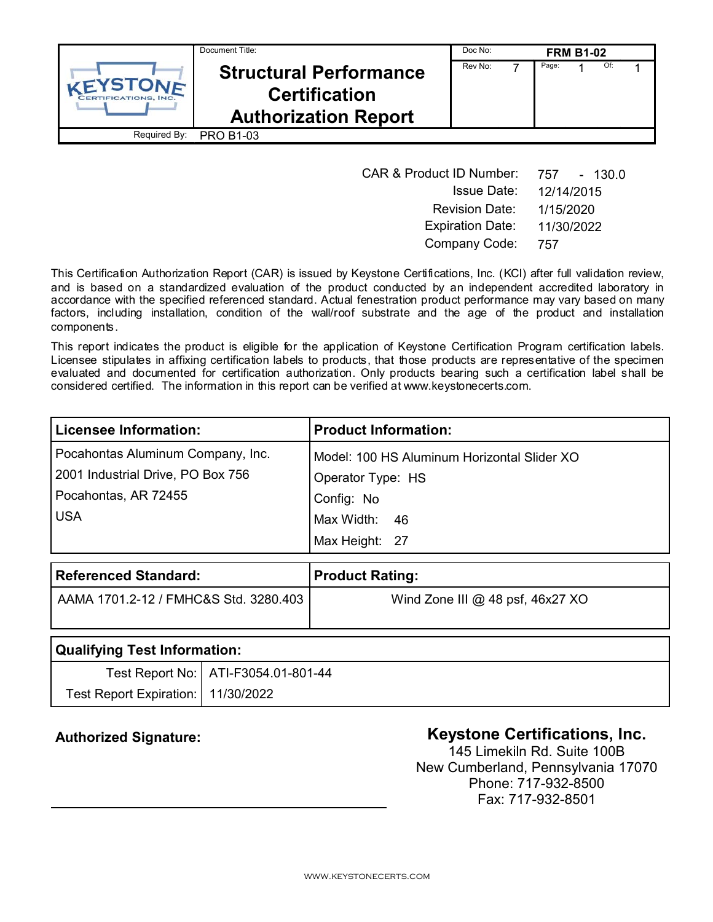| KEYSTONE CERTIFICATIONS, INC. | Document Title: **Structural Performance Certification Authorization Report** | Doc No: **FRM B1-02** | |
|---|---|---|---|
| | | Rev No: 7 | Page: 1 Of: 1 |
| Required By: | PRO B1-03 | | |

| | |
|---|---|
| CAR & Product ID Number: | 757 - 130.0 |
| Issue Date: | 12/14/2015 |
| Revision Date: | 1/15/2020 |
| Expiration Date: | 11/30/2022 |
| Company Code: | 757 |

This Certification Authorization Report (CAR) is issued by Keystone Certifications, Inc. (KCI) after full validation review, and is based on a standardized evaluation of the product conducted by an independent accredited laboratory in accordance with the specified referenced standard. Actual fenestration product performance may vary based on many factors, including installation, condition of the wall/roof substrate and the age of the product and installation components.

This report indicates the product is eligible for the application of Keystone Certification Program certification labels. Licensee stipulates in affixing certification labels to products, that those products are representative of the specimen evaluated and documented for certification authorization. Only products bearing such a certification label shall be considered certified. The information in this report can be verified at www.keystonecerts.com.

| **Licensee Information:** | **Product Information:** |
|---|---|
| Pocahontas Aluminum Company, Inc.<br>2001 Industrial Drive, PO Box 756<br>Pocahontas, AR 72455<br>USA | Model: 100 HS Aluminum Horizontal Slider XO<br>Operator Type: HS<br>Config: No<br>Max Width: 46<br>Max Height: 27 |

| **Referenced Standard:** | **Product Rating:** |
|---|---|
| AAMA 1701.2-12 / FMHC&S Std. 3280.403 | Wind Zone III @ 48 psf, 46x27 XO |

| **Qualifying Test Information:** | |
|---|---|
| Test Report No: | ATI-F3054.01-801-44 |
| Test Report Expiration: | 11/30/2022 |

**Authorized Signature:**

______________________________

**Keystone Certifications, Inc.**
145 Limekiln Rd. Suite 100B
New Cumberland, Pennsylvania 17070
Phone: 717-932-8500
Fax: 717-932-8501

WWW.KEYSTONECERTS.COM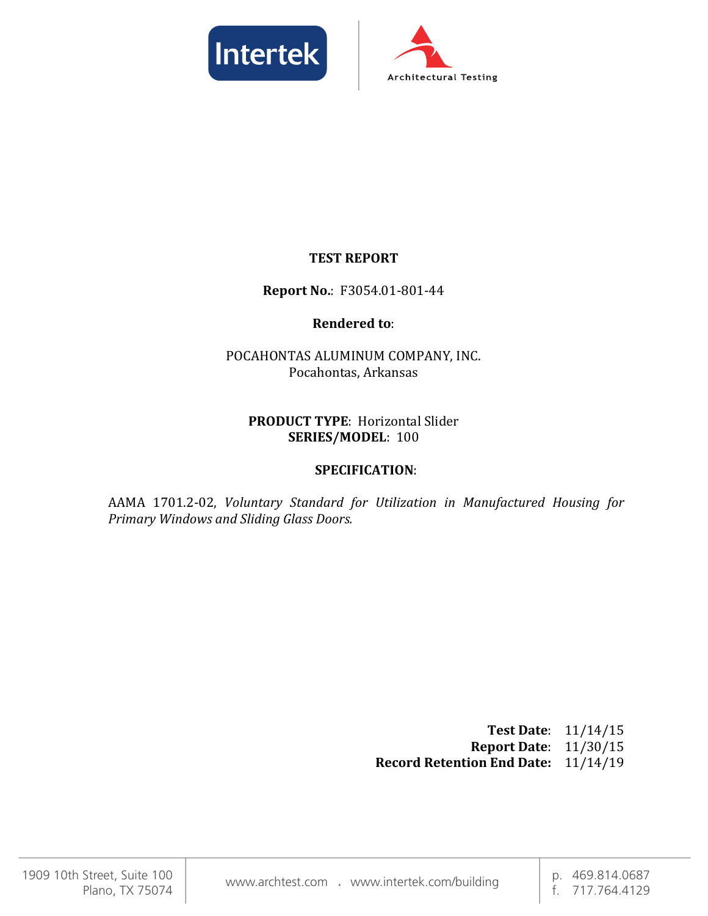# TEST REPORT

**Report No.**: F3054.01-801-44

**Rendered to**:

POCAHONTAS ALUMINUM COMPANY, INC.
Pocahontas, Arkansas

**PRODUCT TYPE**: Horizontal Slider
**SERIES/MODEL**: 100

**SPECIFICATION**:

AAMA 1701.2-02, *Voluntary Standard for Utilization in Manufactured Housing for Primary Windows and Sliding Glass Doors.*

**Test Date**: 11/14/15
**Report Date**: 11/30/15
**Record Retention End Date**: 11/14/19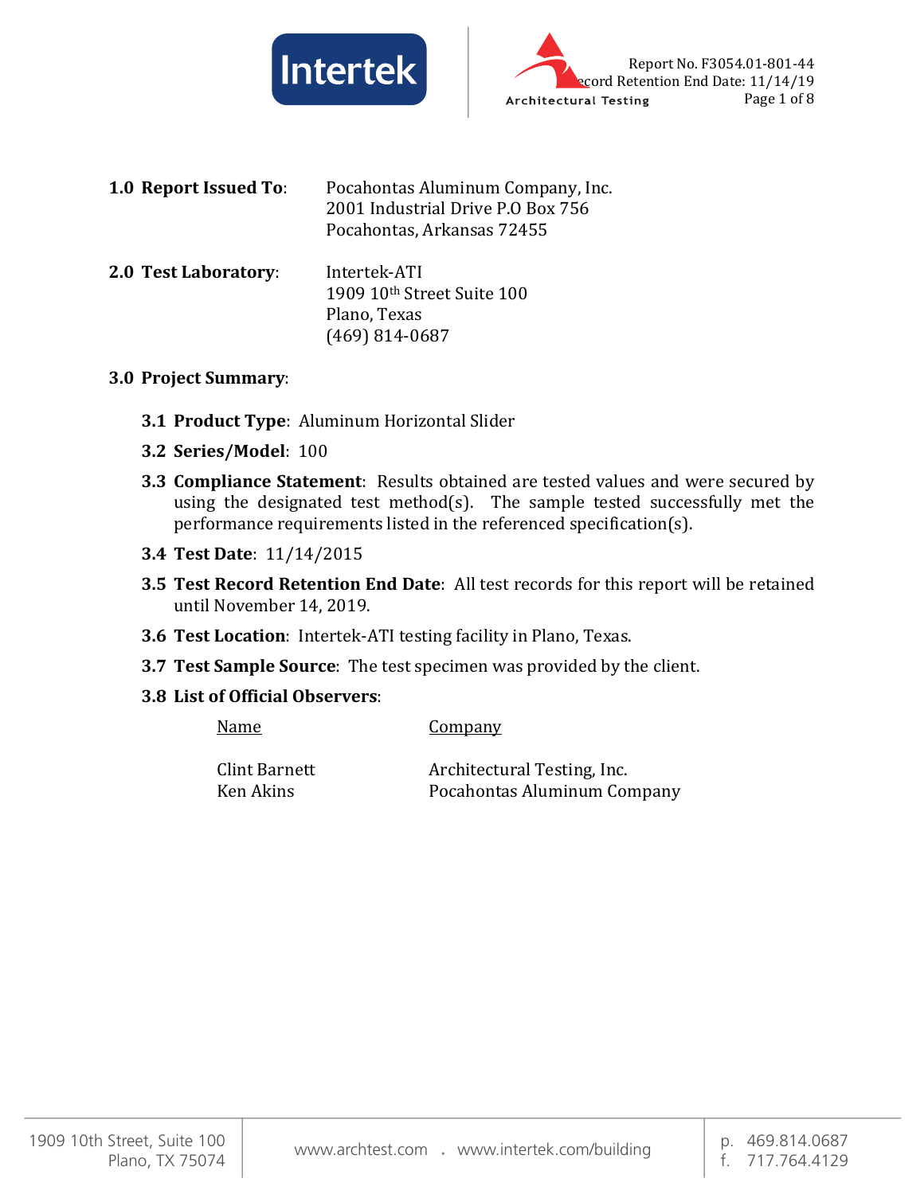**1.0 Report Issued To**: Pocahontas Aluminum Company, Inc.
2001 Industrial Drive P.O Box 756
Pocahontas, Arkansas 72455

**2.0 Test Laboratory**: Intertek-ATI
1909 10th Street Suite 100
Plano, Texas
(469) 814-0687

**3.0 Project Summary**:

**3.1 Product Type**: Aluminum Horizontal Slider

**3.2 Series/Model**: 100

**3.3 Compliance Statement**: Results obtained are tested values and were secured by using the designated test method(s). The sample tested successfully met the performance requirements listed in the referenced specification(s).

**3.4 Test Date**: 11/14/2015

**3.5 Test Record Retention End Date**: All test records for this report will be retained until November 14, 2019.

**3.6 Test Location**: Intertek-ATI testing facility in Plano, Texas.

**3.7 Test Sample Source**: The test specimen was provided by the client.

**3.8 List of Official Observers**:

| Name | Company |
|---|---|
| Clint Barnett | Architectural Testing, Inc. |
| Ken Akins | Pocahontas Aluminum Company |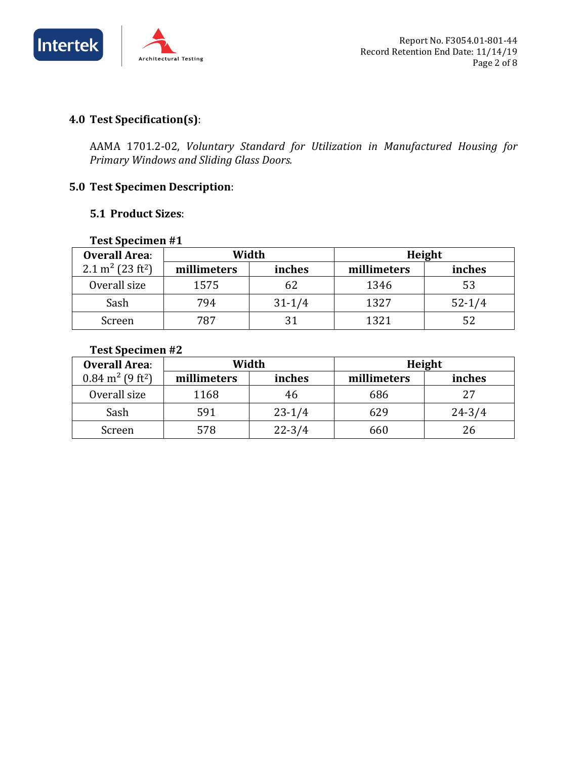## 4.0 Test Specification(s):

AAMA 1701.2-02, *Voluntary Standard for Utilization in Manufactured Housing for Primary Windows and Sliding Glass Doors.*

## 5.0 Test Specimen Description:

### 5.1 Product Sizes:

**Test Specimen #1**

| **Overall Area**: 2.1 $m^2$ (23 $ft^2$) | **Width** | | **Height** | |
|---|---|---|---|---|
| | **millimeters** | **inches** | **millimeters** | **inches** |
| Overall size | 1575 | 62 | 1346 | 53 |
| Sash | 794 | 31-1/4 | 1327 | 52-1/4 |
| Screen | 787 | 31 | 1321 | 52 |

**Test Specimen #2**

| **Overall Area**: 0.84 $m^2$ (9 $ft^2$) | **Width** | | **Height** | |
|---|---|---|---|---|
| | **millimeters** | **inches** | **millimeters** | **inches** |
| Overall size | 1168 | 46 | 686 | 27 |
| Sash | 591 | 23-1/4 | 629 | 24-3/4 |
| Screen | 578 | 22-3/4 | 660 | 26 |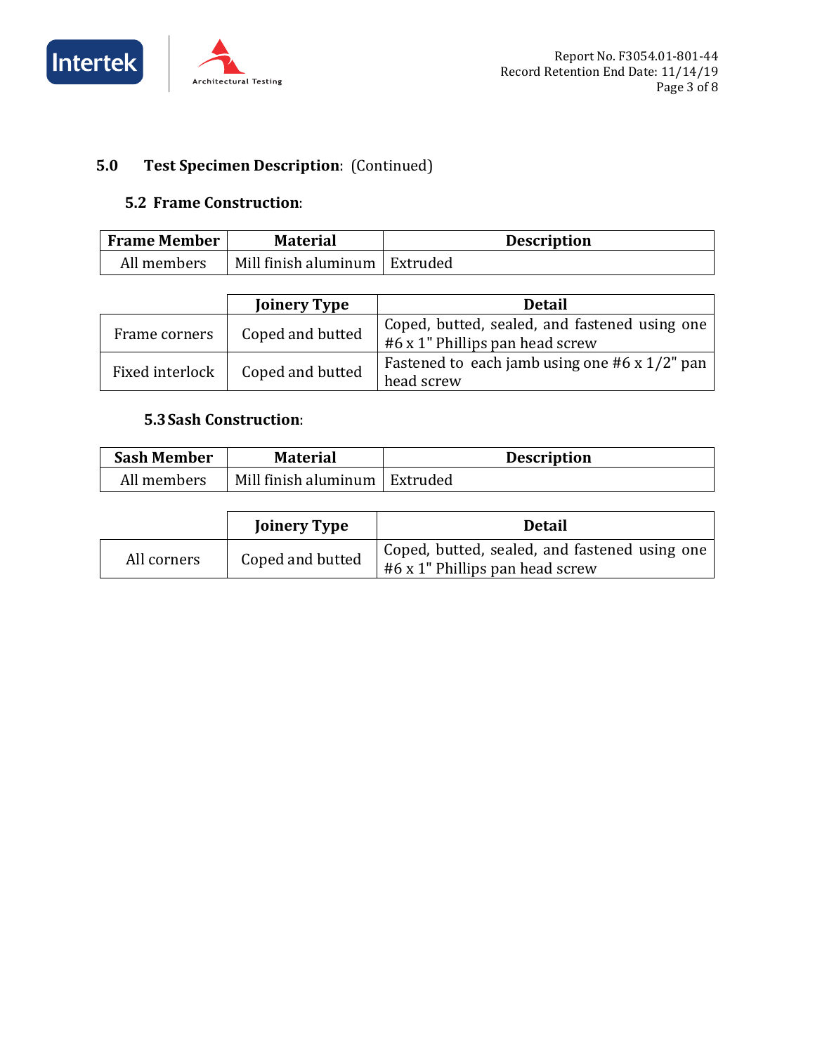## 5.0 Test Specimen Description: (Continued)

### 5.2 Frame Construction:

| Frame Member | Material | Description |
|---|---|---|
| All members | Mill finish aluminum | Extruded |

| | Joinery Type | Detail |
|---|---|---|
| Frame corners | Coped and butted | Coped, butted, sealed, and fastened using one #6 x 1" Phillips pan head screw |
| Fixed interlock | Coped and butted | Fastened to each jamb using one #6 x 1/2" pan head screw |

### 5.3 Sash Construction:

| Sash Member | Material | Description |
|---|---|---|
| All members | Mill finish aluminum | Extruded |

| | Joinery Type | Detail |
|---|---|---|
| All corners | Coped and butted | Coped, butted, sealed, and fastened using one #6 x 1" Phillips pan head screw |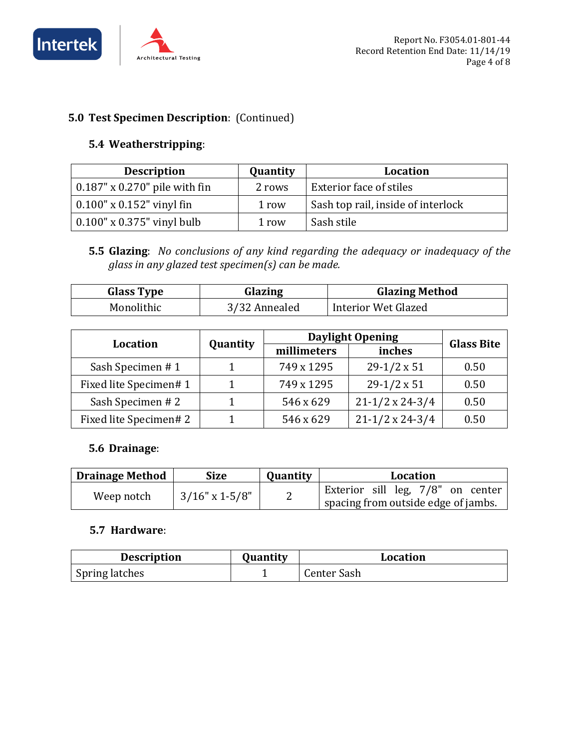## 5.0 Test Specimen Description: (Continued)

### 5.4 Weatherstripping:

| Description | Quantity | Location |
|---|---|---|
| 0.187" x 0.270" pile with fin | 2 rows | Exterior face of stiles |
| 0.100" x 0.152" vinyl fin | 1 row | Sash top rail, inside of interlock |
| 0.100" x 0.375" vinyl bulb | 1 row | Sash stile |

### 5.5 Glazing: *No conclusions of any kind regarding the adequacy or inadequacy of the glass in any glazed test specimen(s) can be made.*

| Glass Type | Glazing | Glazing Method |
|---|---|---|
| Monolithic | 3/32 Annealed | Interior Wet Glazed |

| Location | Quantity | Daylight Opening | | Glass Bite |
|---|---|---|---|---|
| | | millimeters | inches | |
| Sash Specimen # 1 | 1 | 749 x 1295 | 29-1/2 x 51 | 0.50 |
| Fixed lite Specimen# 1 | 1 | 749 x 1295 | 29-1/2 x 51 | 0.50 |
| Sash Specimen # 2 | 1 | 546 x 629 | 21-1/2 x 24-3/4 | 0.50 |
| Fixed lite Specimen# 2 | 1 | 546 x 629 | 21-1/2 x 24-3/4 | 0.50 |

### 5.6 Drainage:

| Drainage Method | Size | Quantity | Location |
|---|---|---|---|
| Weep notch | 3/16" x 1-5/8" | 2 | Exterior sill leg, 7/8" on center spacing from outside edge of jambs. |

### 5.7 Hardware:

| Description | Quantity | Location |
|---|---|---|
| Spring latches | 1 | Center Sash |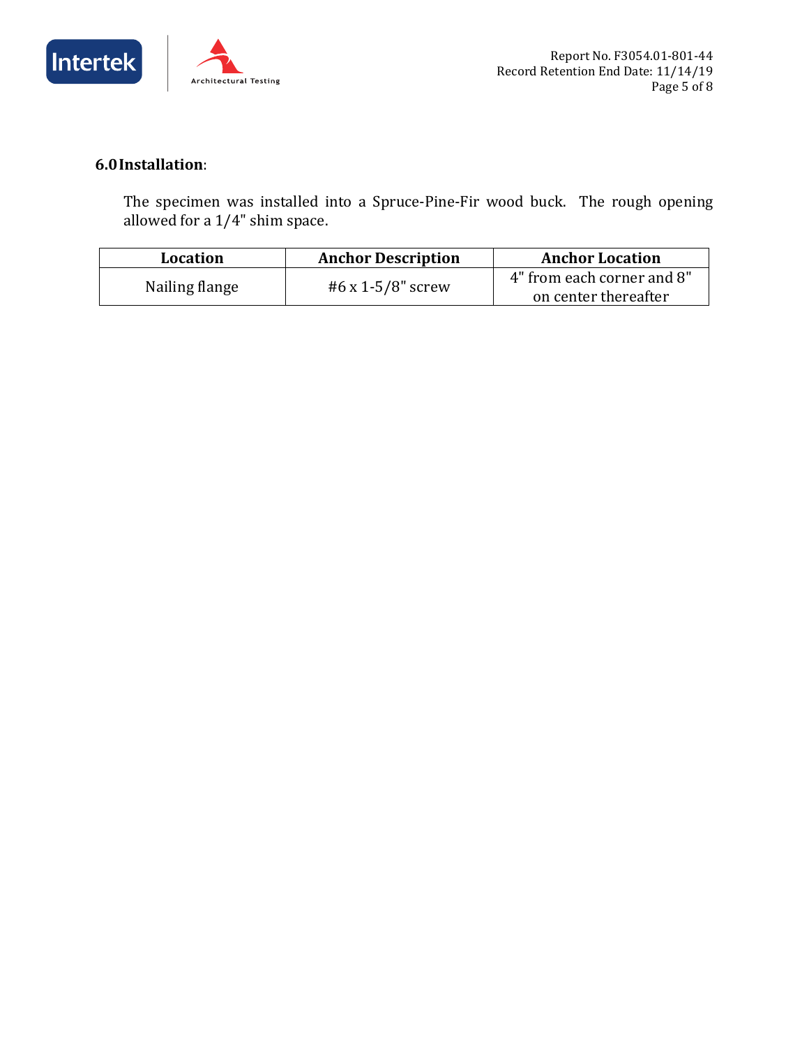## 6.0 Installation:

The specimen was installed into a Spruce-Pine-Fir wood buck. The rough opening allowed for a 1/4" shim space.

| Location | Anchor Description | Anchor Location |
|---|---|---|
| Nailing flange | #6 x 1-5/8" screw | 4" from each corner and 8" on center thereafter |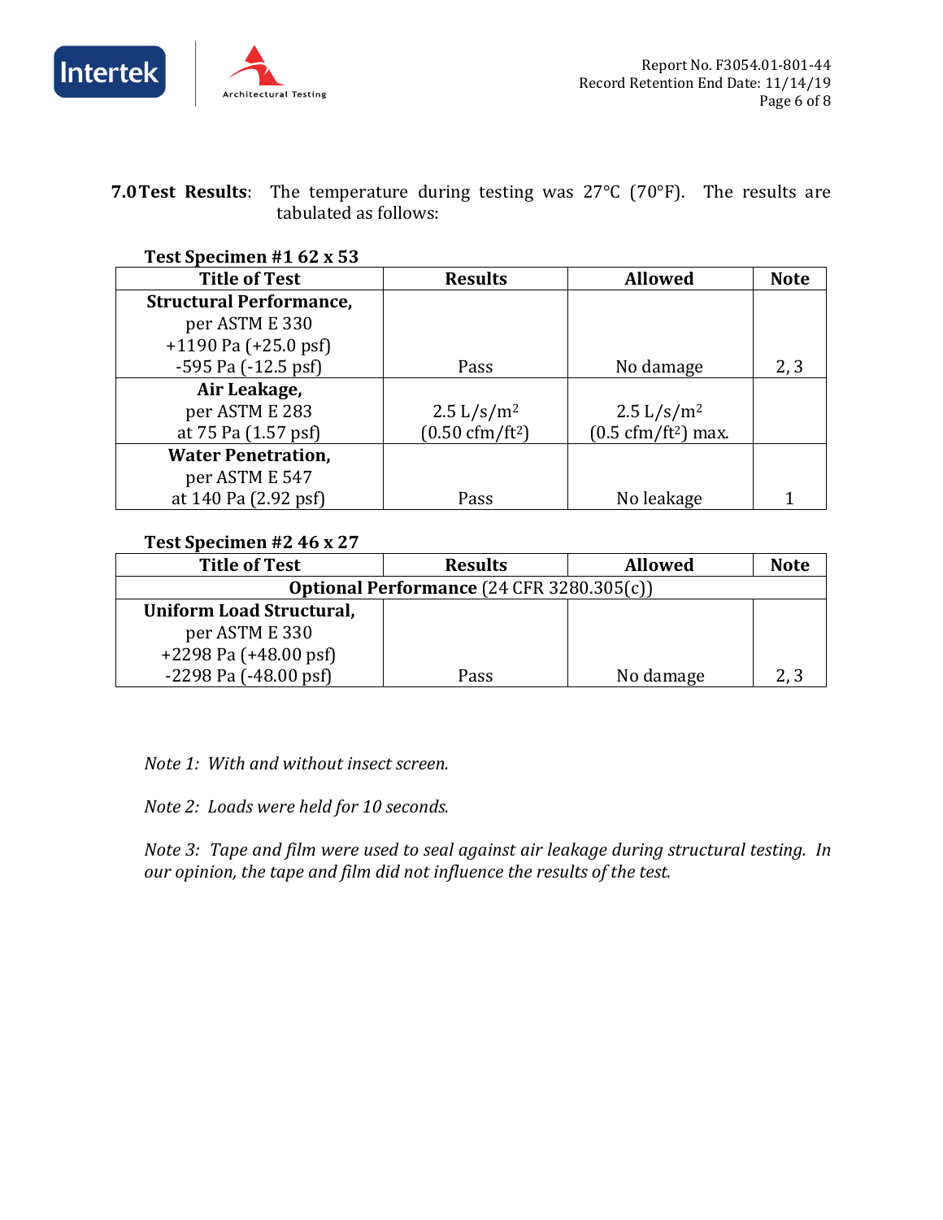**7.0 Test Results**: The temperature during testing was 27°C (70°F). The results are tabulated as follows:

**Test Specimen #1 62 x 53**

| Title of Test | Results | Allowed | Note |
|---|---|---|---|
| **Structural Performance,** per ASTM E 330 +1190 Pa (+25.0 psf) -595 Pa (-12.5 psf) | Pass | No damage | 2, 3 |
| **Air Leakage,** per ASTM E 283 at 75 Pa (1.57 psf) | 2.5 L/s/$m^2$ (0.50 cfm/$ft^2$) | 2.5 L/s/$m^2$ (0.5 cfm/$ft^2$) max. | |
| **Water Penetration,** per ASTM E 547 at 140 Pa (2.92 psf) | Pass | No leakage | 1 |

**Test Specimen #2 46 x 27**

| Title of Test | Results | Allowed | Note |
|---|---|---|---|
| **Optional Performance** (24 CFR 3280.305(c)) | | | |
| **Uniform Load Structural,** per ASTM E 330 +2298 Pa (+48.00 psf) -2298 Pa (-48.00 psf) | Pass | No damage | 2, 3 |

*Note 1: With and without insect screen.*

*Note 2: Loads were held for 10 seconds.*

*Note 3: Tape and film were used to seal against air leakage during structural testing. In our opinion, the tape and film did not influence the results of the test.*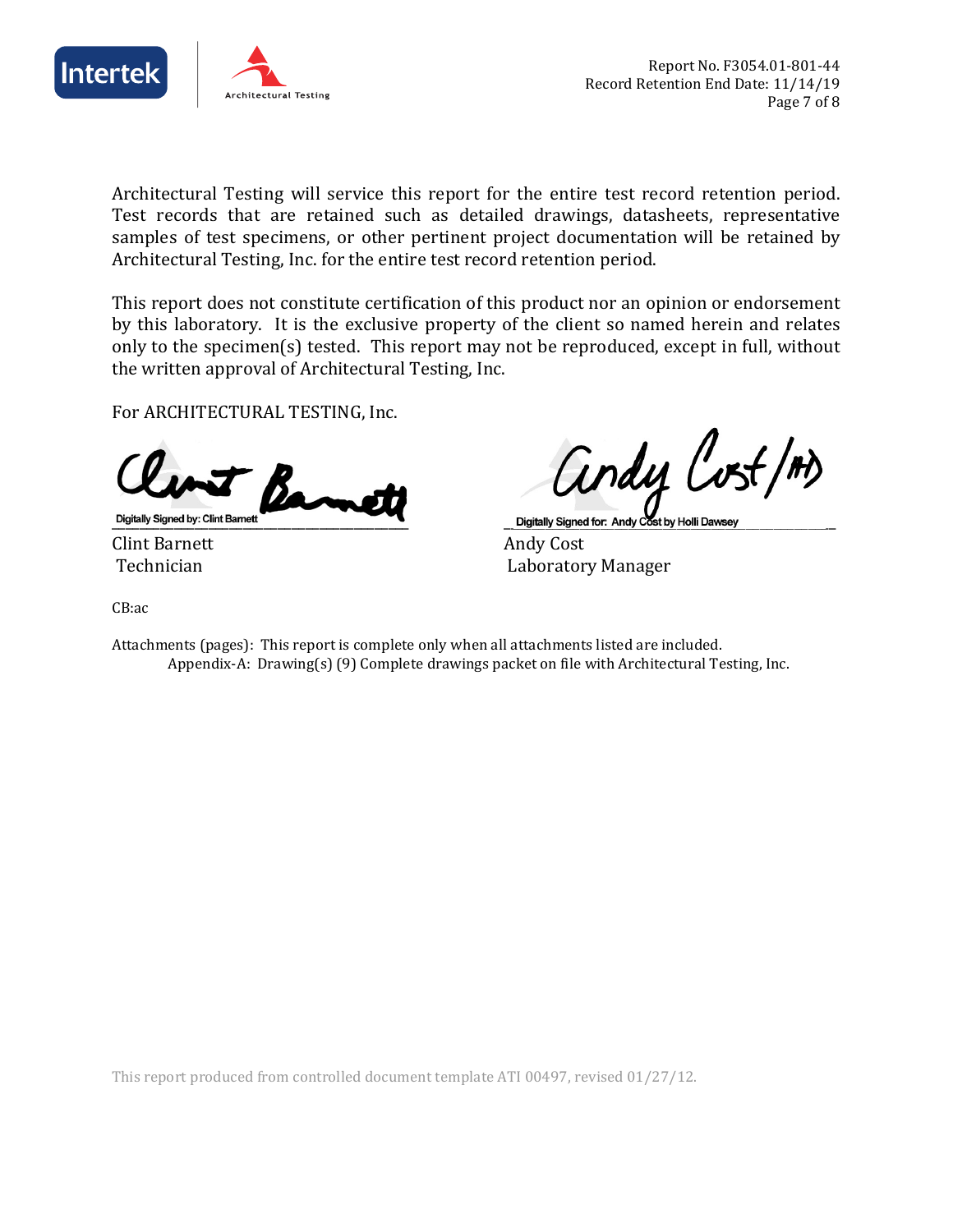Architectural Testing will service this report for the entire test record retention period. Test records that are retained such as detailed drawings, datasheets, representative samples of test specimens, or other pertinent project documentation will be retained by Architectural Testing, Inc. for the entire test record retention period.

This report does not constitute certification of this product nor an opinion or endorsement by this laboratory. It is the exclusive property of the client so named herein and relates only to the specimen(s) tested. This report may not be reproduced, except in full, without the written approval of Architectural Testing, Inc.

For ARCHITECTURAL TESTING, Inc.

Digitally Signed by: Clint Barnett

Clint Barnett
Technician

Digitally Signed for: Andy Cost by Holli Dawsey

Andy Cost
Laboratory Manager

CB:ac

Attachments (pages): This report is complete only when all attachments listed are included.
Appendix-A: Drawing(s) (9) Complete drawings packet on file with Architectural Testing, Inc.

This report produced from controlled document template ATI 00497, revised 01/27/12.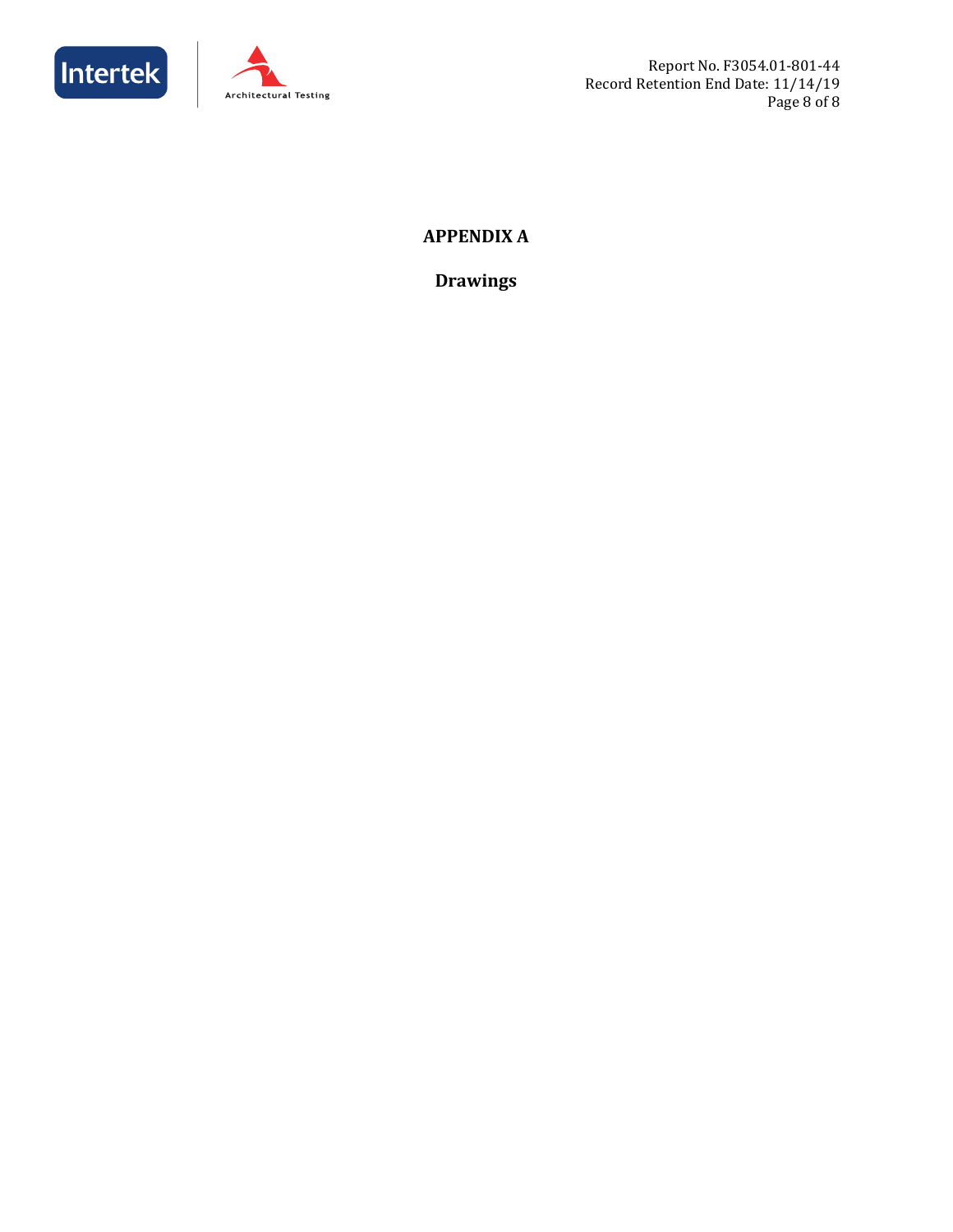# APPENDIX A

## Drawings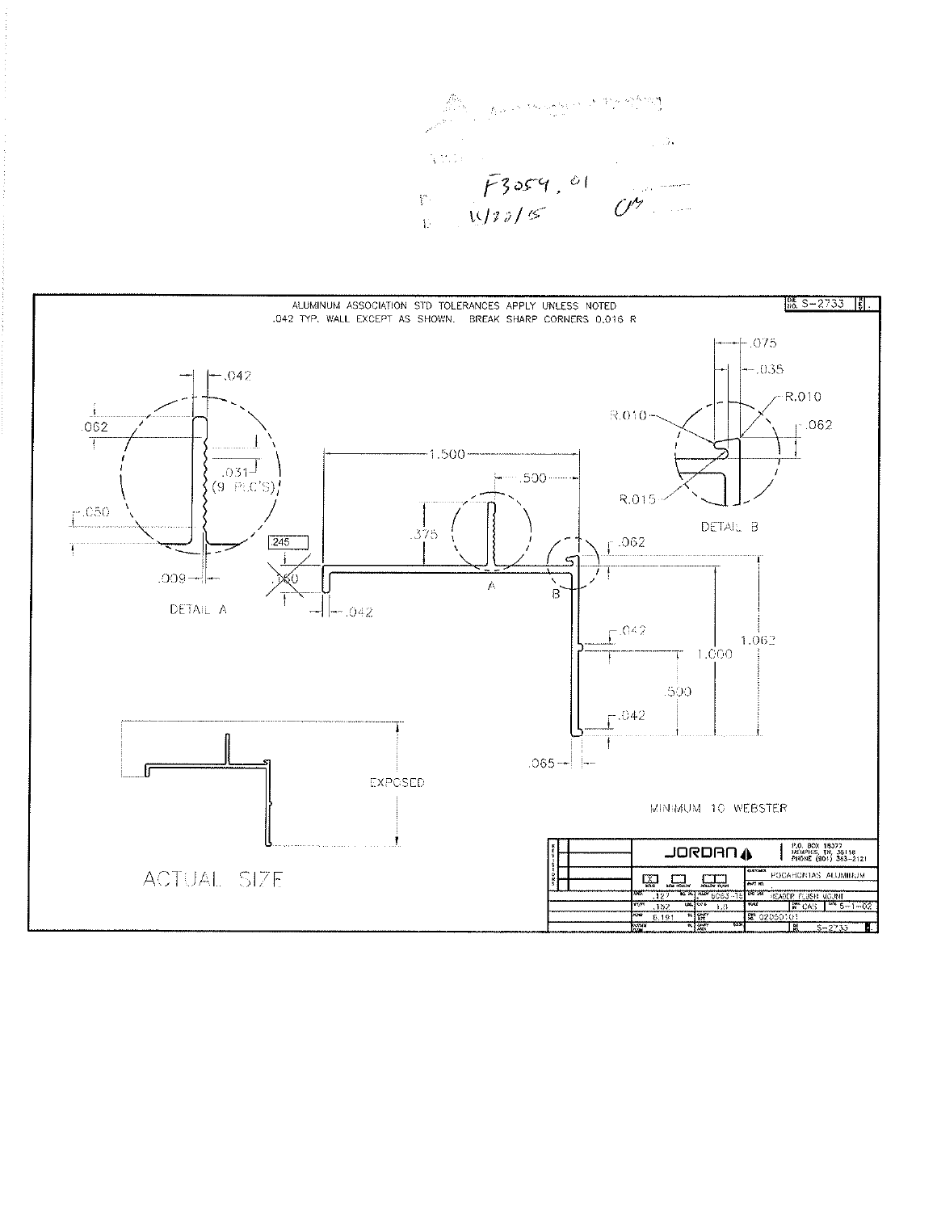F3059.01

11/20/15

ALUMINUM ASSOCIATION STD TOLERANCES APPLY UNLESS NOTED
.042 TYP. WALL EXCEPT AS SHOWN. BREAK SHARP CORNERS 0.016 R

DIE NO. S-2733

DETAIL A

DETAIL B

ACTUAL SIZE

EXPOSED

MINIMUM 10 WEBSTER

JORDAN

P.O. BOX 18377
MEMPHIS, TN. 38118
PHONE (901) 363-2121

CUSTOMER: POCAHONTAS ALUMINUM

| | | | |
|---|---|---|---|
| .127 | 6063-T5 | HEADER FLUSH MOUNT | |
| .152 | 1.8 | W. DAIS | 5-1-02 |
| 6.191 | | 02050101 | S-2733 |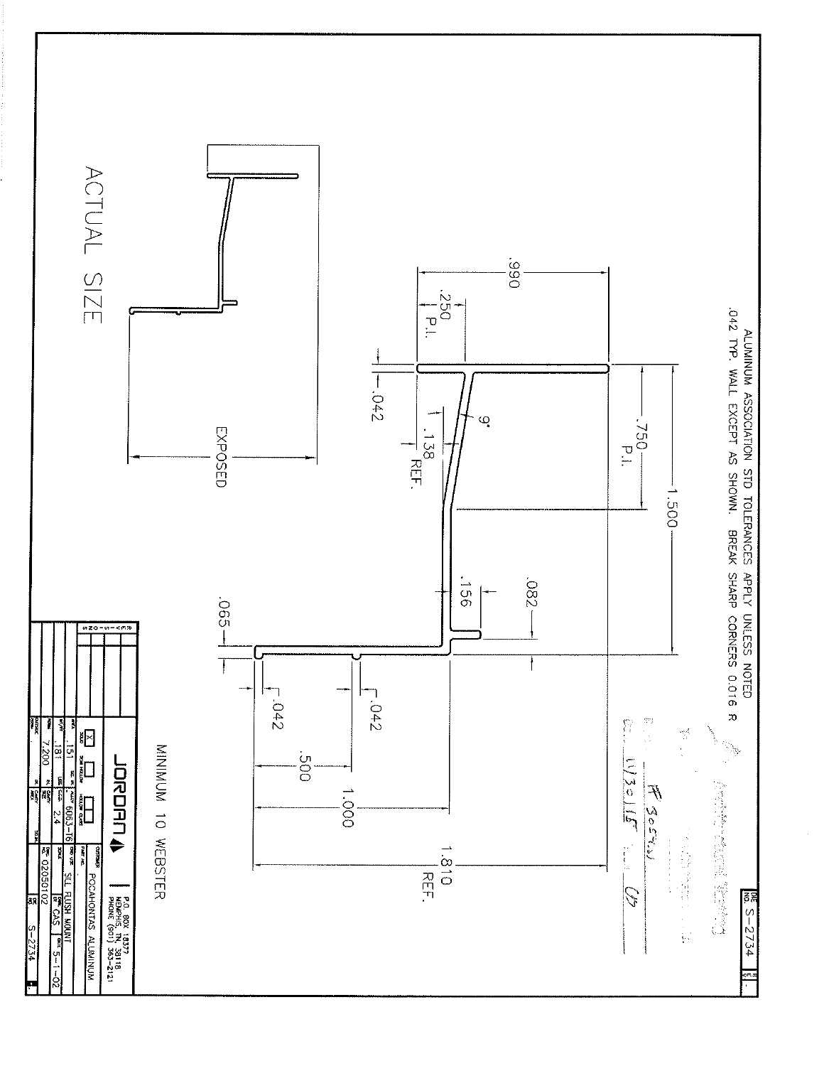ALUMINUM ASSOCIATION STD TOLERANCES APPLY UNLESS NOTED
.042 TYP. WALL EXCEPT AS SHOWN. BREAK SHARP CORNERS 0.016 R

DIE NO. S-2734

.990
.250 P.I.
.042
9°
.138 REF.
.750 P.I.
1.500
.156
.082
.065
.042
.042
.500
1.000
1.810 REF.

EXPOSED

ACTUAL SIZE

MINIMUM 10 WEBSTER

JORDAN

P.O. BOX 18377
MEMPHIS, TN. 38118
PHONE (901) 363-2121

| | |
|---|---|
| CUSTOMER | POCAHONTAS ALUMINUM |
| DRW. USE | SILL FLUSH MOUNT |
| AREA | .151 |
| WT/FT | .181 |
| ALLOY | 6063-T6 |
| SCALE | 2.4 |
| PERIM. | 7.200 |
| DRWN BY | CAS |
| DATE | 5-1-02 |
| REF. | 02050102 |
| DIE NO. | S-2734 |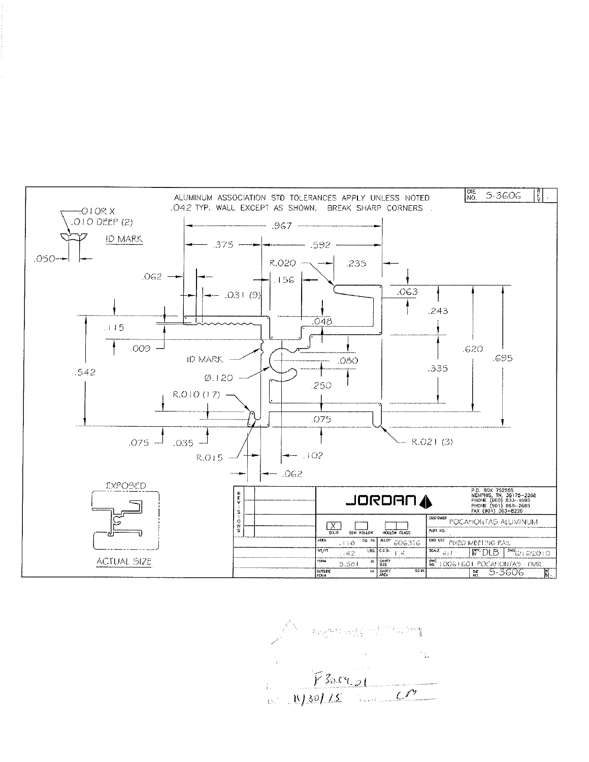ALUMINUM ASSOCIATION STD TOLERANCES APPLY UNLESS NOTED
.042 TYP. WALL EXCEPT AS SHOWN. BREAK SHARP CORNERS .

DIE NO. S-3606

.010 R X .010 DEEP (2)

ID MARK

.050

.967

.375 .592

R.020 .235

.062 .156

.031 (9) .063

.243

.048

.115

.620 .695

.009

ID MARK .080

.335

.542

Ø.120

.250

R.010 (17)

.075

.075 .035

R.021 (3)

R.015 .102

.062

EXPOSED

ACTUAL SIZE

| REVISIONS | | JORDAN | | P.O. BOX 752268 MEMPHIS, TN. 38175-2268 PHONE (800) 833-4590 PHONE (901) 866-2685 FAX (901) 363-8226 | |
|---|---|---|---|---|---|
| | | [X] SOLID | SEMI HOLLOW | HOLLOW CLASS | CUSTOMER: POCAHONTAS ALUMINUM |
| | | | | | PART NO. |
| | | AREA .118 SQ. IN. | ALLOY 6063T6 | | END USE: FIXED MEETING RAIL |
| | | WT/FT .142 LBS. | C.C.D. 1.4 | | SCALE 4:1 / DWN. BY DLB / DATE 6/18/2010 |
| | | PERIM 5.381 IN. | CAVITY SIZE | | DWG NO. 10061601 POCAHONTAS - FMR |
| | | OUTSIDE PERIM IN. | CAVITY AREA SQ. IN. | | DIE NO. S-3606 |

F3054.21

11/30/15 CM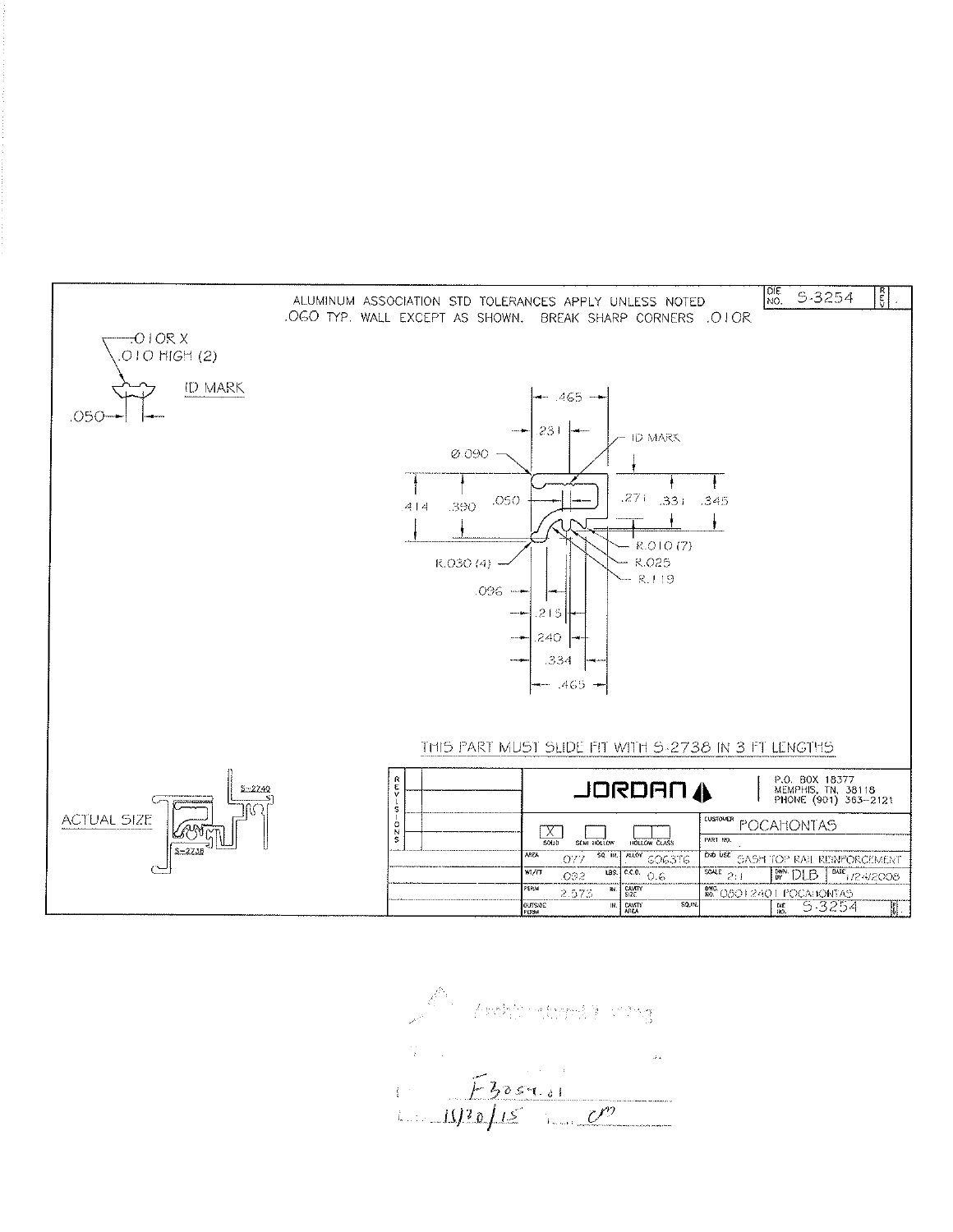ALUMINUM ASSOCIATION STD TOLERANCES APPLY UNLESS NOTED
.060 TYP. WALL EXCEPT AS SHOWN. BREAK SHARP CORNERS .010R

DIE NO. S-3254

.010R X
.010 HIGH (2)

ID MARK

.050

.465
.231
ID MARK
Ø.090
.414 .390 .050
.271 .331 .345
R.010 (7)
R.030 (4)
R.025
R.119
.096
.215
.240
.334
.465

THIS PART MUST SLIDE FIT WITH S-2738 IN 3 FT LENGTHS

ACTUAL SIZE

S-2740

S-2738

REVISIONS

JORDAN

P.O. BOX 18377
MEMPHIS, TN. 38118
PHONE (901) 363-2121

| | | | |
|---|---|---|---|
| [X] SOLID | SEMI HOLLOW | HOLLOW CLASS | CUSTOMER POCAHONTAS |
| | | | PART NO. |
| AREA .077 SQ. IN. | ALLOY 6063T6 | | END USE SASH TOP RAIL REINFORCEMENT |
| WT/FT .092 LBS. | C.C.D. 0.6 | | SCALE 2:1 / DWN. BY DLB / DATE 1/24/2008 |
| PERIM 2.573 IN. | CAVITY SIZE | | DWG. NO. 08012401 POCAHONTAS |
| OUTSIDE PERIM IN. | CAVITY AREA SQ.IN. | | DIE NO. S-3254 |

F3054.01
11/20/15 CM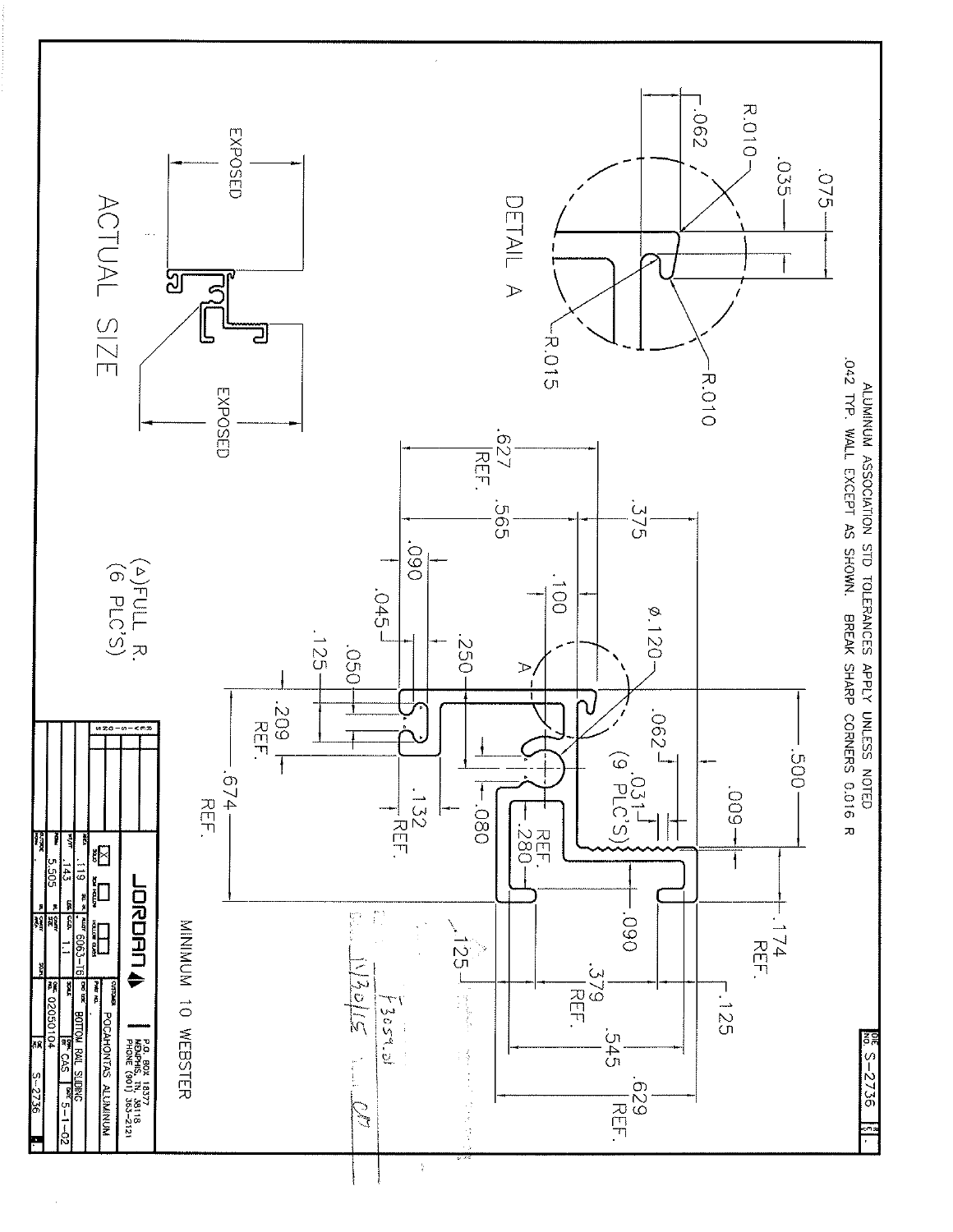ALUMINUM ASSOCIATION STD TOLERANCES APPLY UNLESS NOTED
.042 TYP. WALL EXCEPT AS SHOWN. BREAK SHARP CORNERS 0.016 R

DIE NO. S-2736 REV. -

DETAIL A

R.010
.035
.075
.062
R.010
R.015

.500
.009
.062
.031
(9 PLC'S)
ø.120
A
.100
.375
.565
.627 REF.
.090
.045
.250
.125
.050
.209 REF.
.674 REF.
.132 REF.
.080
.280 REF.
.090
.174 REF.
.125
.379 REF.
.545
.629 REF.
.125

(Δ)FULL R. (6 PLC'S)

EXPOSED

EXPOSED

ACTUAL SIZE

MINIMUM 10 WEBSTER

F3054.01
11/30/15

JORDAN
P.O. BOX 18377
MEMPHIS, TN. 38118
PHONE (901) 363-2121

| | |
|---|---|
| CUSTOMER | POCAHONTAS ALUMINUM |
| AREA | .119 |
| WT/FT | .143 |
| ALLOY | 6063-T6 |
| PERIM | 5.505 |
| CIRC. SIZE | 1.1 |
| DESCRIPTION | BOTTOM RAIL SLIDING |
| DRWN BY | CAS |
| DATE | 5-1-02 |
| DWG FILE | 02050104 |
| DIE NO. | S-2736 |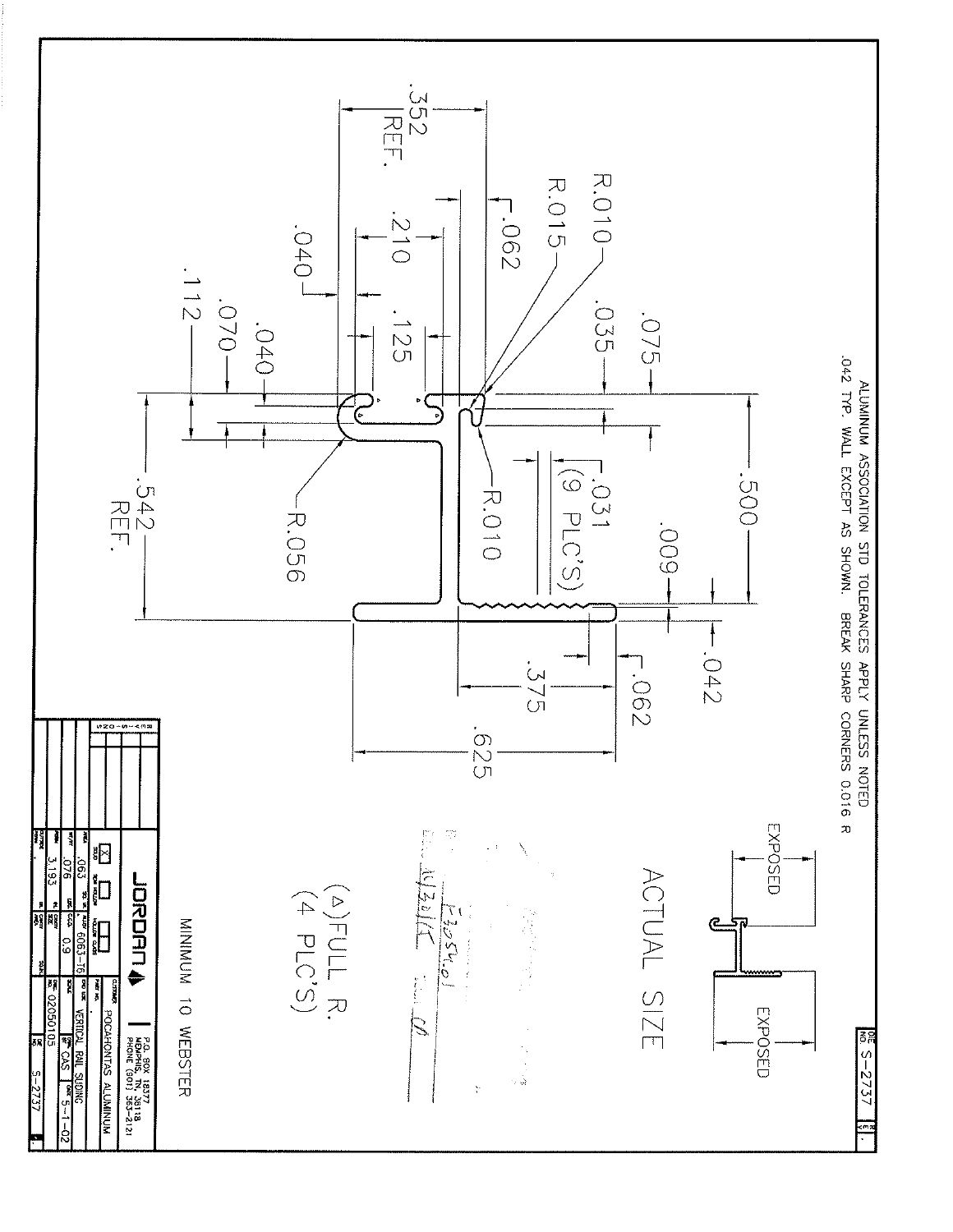ALUMINUM ASSOCIATION STD TOLERANCES APPLY UNLESS NOTED
.042 TYP. WALL EXCEPT AS SHOWN. BREAK SHARP CORNERS 0.016 R

DIE NO. S-2737

.352 REF.

R.010

R.015

.062

.040

.210

.125

.075

.035

.112

.070

.040

.500

.031 (9 PLC'S)

R.010

.009

R.056

.542 REF.

.042

.062

.375

.625

ACTUAL SIZE

EXPOSED

EXPOSED

(△) FULL R. (4 PLC'S)

MINIMUM 10 WEBSTER

JORDAN

P.O. BOX 18377
MEMPHIS, TN. 38118
PHONE (901) 363-2121

| | |
|---|---|
| CUSTOMER | POCAHONTAS ALUMINUM |
| AREA | .063 |
| WT/FT | .076 |
| ALLOY | 6063-T6 |
| CCD | 0.9 |
| END USE | VERTICAL RAIL SIDING |
| PERIM | 3.193 |
| DWG NO. | 02050105 |
| BY | CAS |
| DATE | 5-1-02 |
| DIE NO. | S-2737 |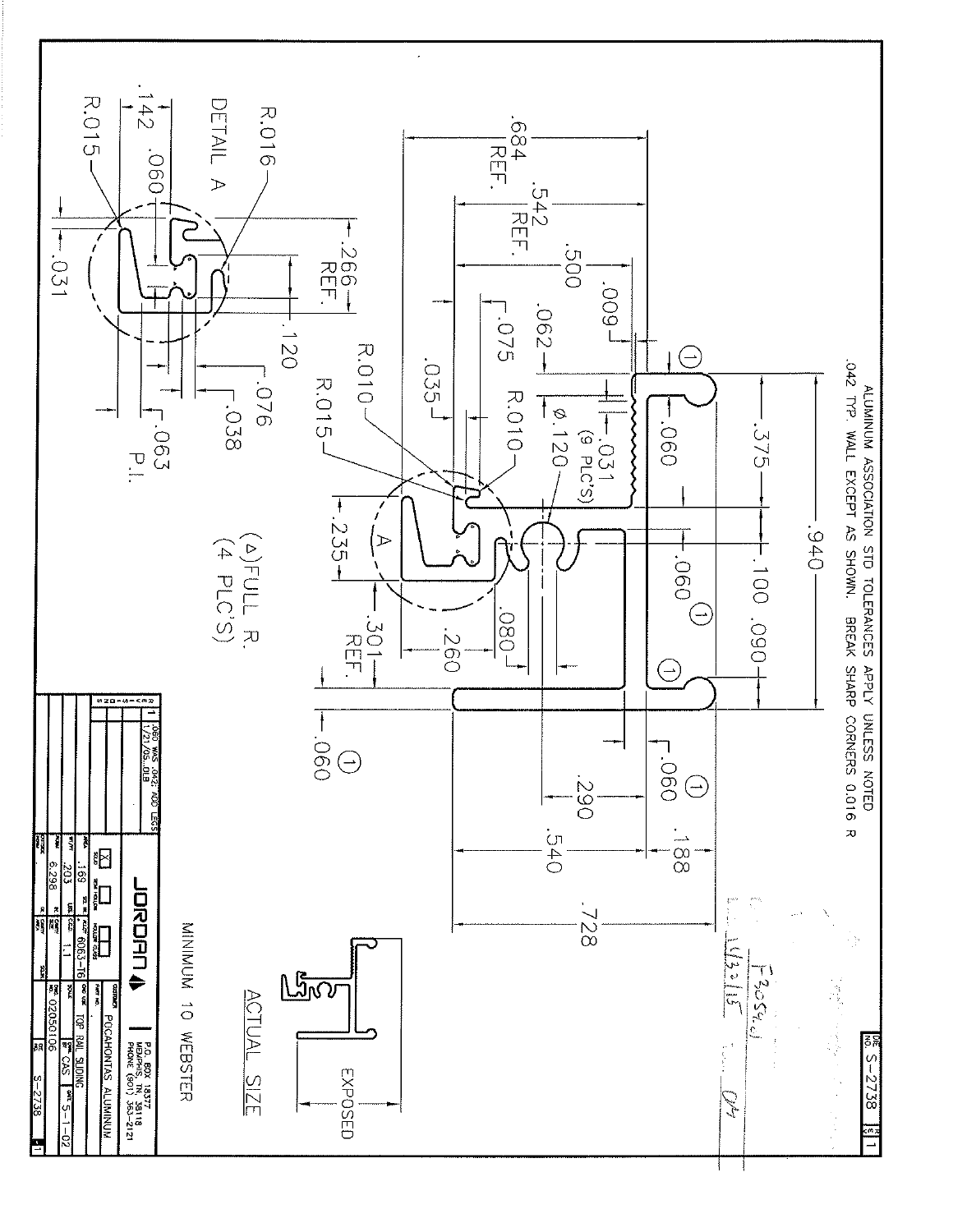ALUMINUM ASSOCIATION STD TOLERANCES APPLY UNLESS NOTED
.042 TYP. WALL EXCEPT AS SHOWN. BREAK SHARP CORNERS 0.016 R

.940 .375 .100 .090 .060 .060 .684 REF. .542 REF. .500 .009 .062 .075 .035 R.010 R.010 R.015 ⌀.120 .031 (9 PLC'S) .235 .301 REF. .260 .080 .060 .060 .290 .540 .728 .188

(Δ) FULL R. (4 PLC'S)

DETAIL A

R.016 R.015 .142 .060 .266 REF. .120 .076 .038 .063 P.I. .031

ACTUAL SIZE

EXPOSED

MINIMUM 10 WEBSTER

1 .060 WAS .042; ADD LEGS 1/21/05...DLB

JORDAN P.O. BOX 18377 MEMPHIS, TN. 38118 PHONE (901) 365-2121

| | |
|---|---|
| CUSTOMER | POCAHONTAS ALUMINUM |
| PART NO. | |
| DESCRIPTION | TOP RAIL SLIDING |
| AREA | .169 |
| WT/FT | .203 |
| ALLOY | 6063-T6 |
| PERIM | 6.298 |
| CIRC SIZE | 1.1 |
| DR BY | CAS |
| DATE | 5-1-02 |
| DWG NO. | 02050106 |
| DIE NO. | S-2738 |

DIE NO. S-2738 REV 1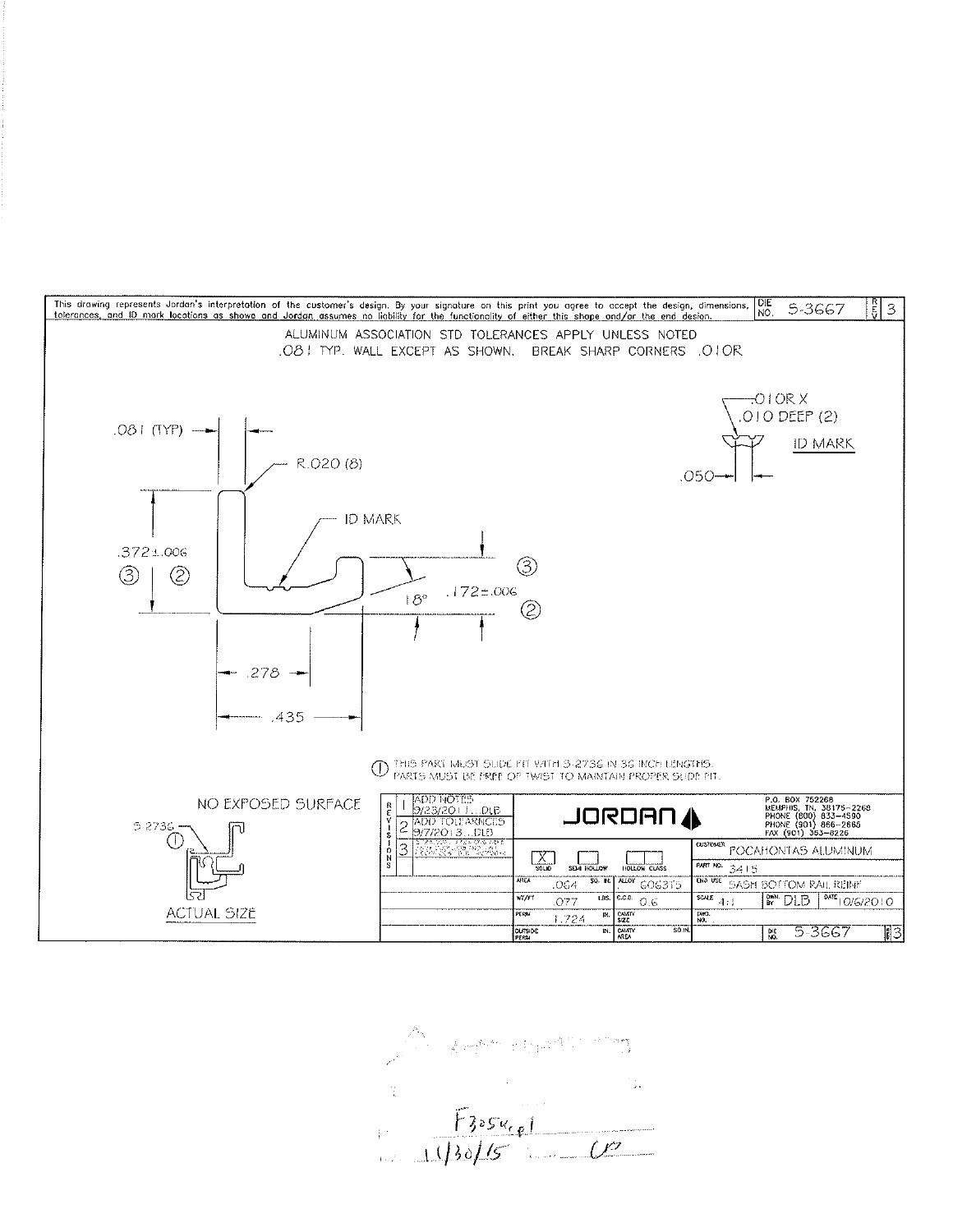This drawing represents Jordan's interpretation of the customer's design. By your signature on this print you agree to accept the design, dimensions, tolerances, and ID mark locations as shown and Jordan assumes no liability for the functionality of either this shape and/or the end design.

DIE NO. 5-3667 REV 3

ALUMINUM ASSOCIATION STD TOLERANCES APPLY UNLESS NOTED

.081 TYP. WALL EXCEPT AS SHOWN. BREAK SHARP CORNERS .01 OR

.081 (TYP)

R.020 (8)

ID MARK

.372±.006 ③ ②

18°

.172±.006 ③ ②

.278

.435

.01 OR X .010 DEEP (2)

ID MARK

.050

① THIS PART MUST SLIDE FIT WITH 5-2736 IN 36 INCH LENGTHS. PARTS MUST BE FREE OF TWIST TO MAINTAIN PROPER SLIDE FIT.

NO EXPOSED SURFACE

5-2736 ①

ACTUAL SIZE

| REVISIONS | | |
|---|---|---|
| 1 | ADD NOTES 9/23/2011...DLB | |
| 2 | ADD TOLERANCES 9/7/2013...DLB | |
| 3 | | |

JORDAN

P.O. BOX 752268 MEMPHIS, TN, 38175-2268 PHONE (800) 833-4590 PHONE (901) 866-2665 FAX (901) 363-8226

| | | | |
|---|---|---|---|
| X SOLID | SEMI HOLLOW | HOLLOW CLASS | CUSTOMER: POCAHONTAS ALUMINUM |
| AREA .064 SQ. IN. | ALLOY 6063T5 | | PART NO. 3415 |
| WT/FT .077 LBS. | C.C.D. 0.6 | | END USE: SASH BOTTOM RAIL REINF |
| PERIM 1.724 IN. | CAVITY SIZE | | SCALE 4:1 / DWN. BY DLB / DATE 10/6/2010 |
| OUTSIDE PERIM IN. | CAVITY AREA SQ.IN. | | DWG. NO. |
| | | | DIE NO. 5-3667 REV 3 |

F3054.01

11/30/15